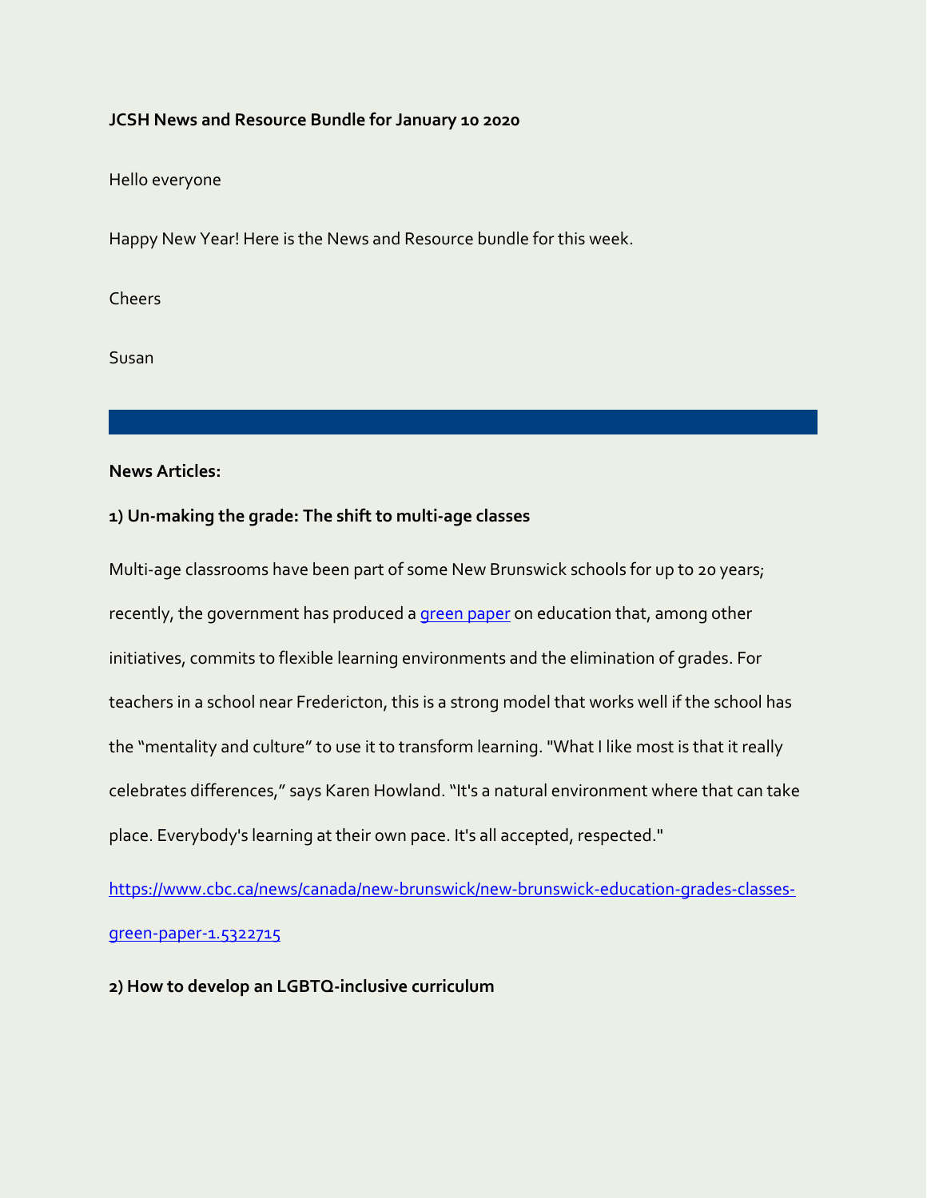**JCSH News and Resource Bundle for January 10 2020**

Hello everyone

Happy New Year! Here is the News and Resource bundle for this week.

Cheers

Susan

---

**News Articles:**

**1) Un-making the grade: The shift to multi-age classes**

Multi-age classrooms have been part of some New Brunswick schools for up to 20 years; recently, the government has produced a [green paper]() on education that, among other initiatives, commits to flexible learning environments and the elimination of grades. For teachers in a school near Fredericton, this is a strong model that works well if the school has the "mentality and culture" to use it to transform learning. "What I like most is that it really celebrates differences," says Karen Howland. "It's a natural environment where that can take place. Everybody's learning at their own pace. It's all accepted, respected."

https://www.cbc.ca/news/canada/new-brunswick/new-brunswick-education-grades-classes-green-paper-1.5322715

**2) How to develop an LGBTQ-inclusive curriculum**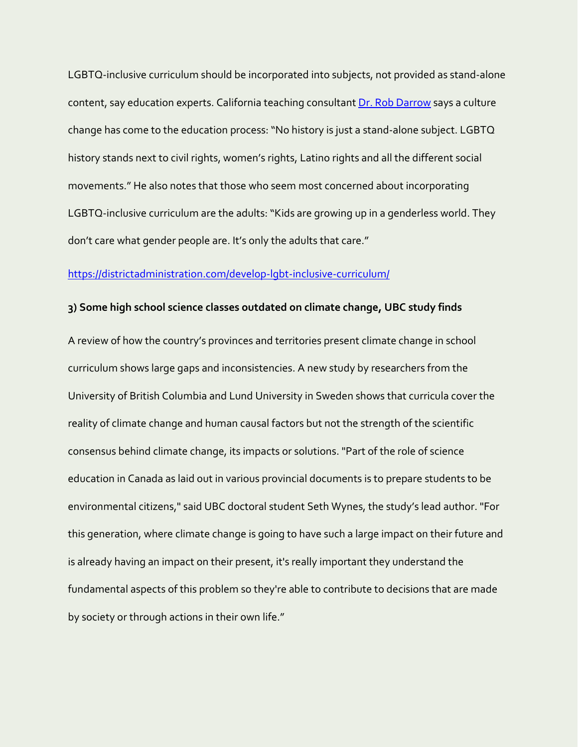LGBTQ-inclusive curriculum should be incorporated into subjects, not provided as stand-alone content, say education experts. California teaching consultant [Dr. Rob Darrow] says a culture change has come to the education process: "No history is just a stand-alone subject. LGBTQ history stands next to civil rights, women's rights, Latino rights and all the different social movements." He also notes that those who seem most concerned about incorporating LGBTQ-inclusive curriculum are the adults: "Kids are growing up in a genderless world. They don't care what gender people are. It's only the adults that care."

https://districtadministration.com/develop-lgbt-inclusive-curriculum/

**3) Some high school science classes outdated on climate change, UBC study finds**

A review of how the country's provinces and territories present climate change in school curriculum shows large gaps and inconsistencies. A new study by researchers from the University of British Columbia and Lund University in Sweden shows that curricula cover the reality of climate change and human causal factors but not the strength of the scientific consensus behind climate change, its impacts or solutions. "Part of the role of science education in Canada as laid out in various provincial documents is to prepare students to be environmental citizens," said UBC doctoral student Seth Wynes, the study's lead author. "For this generation, where climate change is going to have such a large impact on their future and is already having an impact on their present, it's really important they understand the fundamental aspects of this problem so they're able to contribute to decisions that are made by society or through actions in their own life."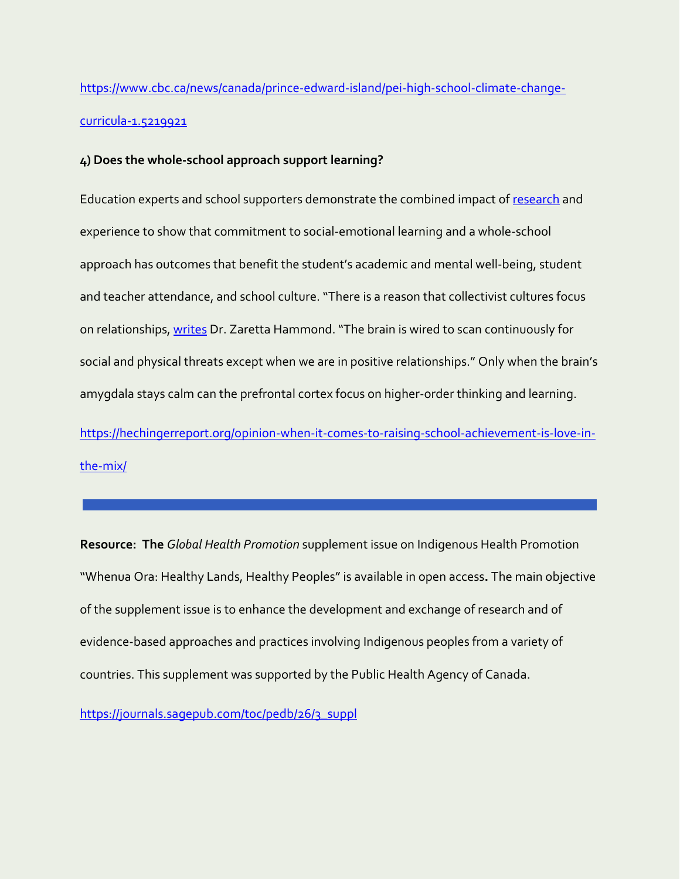https://www.cbc.ca/news/canada/prince-edward-island/pei-high-school-climate-change-curricula-1.5219921

**4) Does the whole-school approach support learning?**

Education experts and school supporters demonstrate the combined impact of research and experience to show that commitment to social-emotional learning and a whole-school approach has outcomes that benefit the student's academic and mental well-being, student and teacher attendance, and school culture. "There is a reason that collectivist cultures focus on relationships, writes Dr. Zaretta Hammond. "The brain is wired to scan continuously for social and physical threats except when we are in positive relationships." Only when the brain's amygdala stays calm can the prefrontal cortex focus on higher-order thinking and learning.

https://hechingerreport.org/opinion-when-it-comes-to-raising-school-achievement-is-love-in-the-mix/

---

**Resource: The** *Global Health Promotion* supplement issue on Indigenous Health Promotion "Whenua Ora: Healthy Lands, Healthy Peoples" is available in open access**.** The main objective of the supplement issue is to enhance the development and exchange of research and of evidence-based approaches and practices involving Indigenous peoples from a variety of countries. This supplement was supported by the Public Health Agency of Canada.

https://journals.sagepub.com/toc/pedb/26/3_suppl